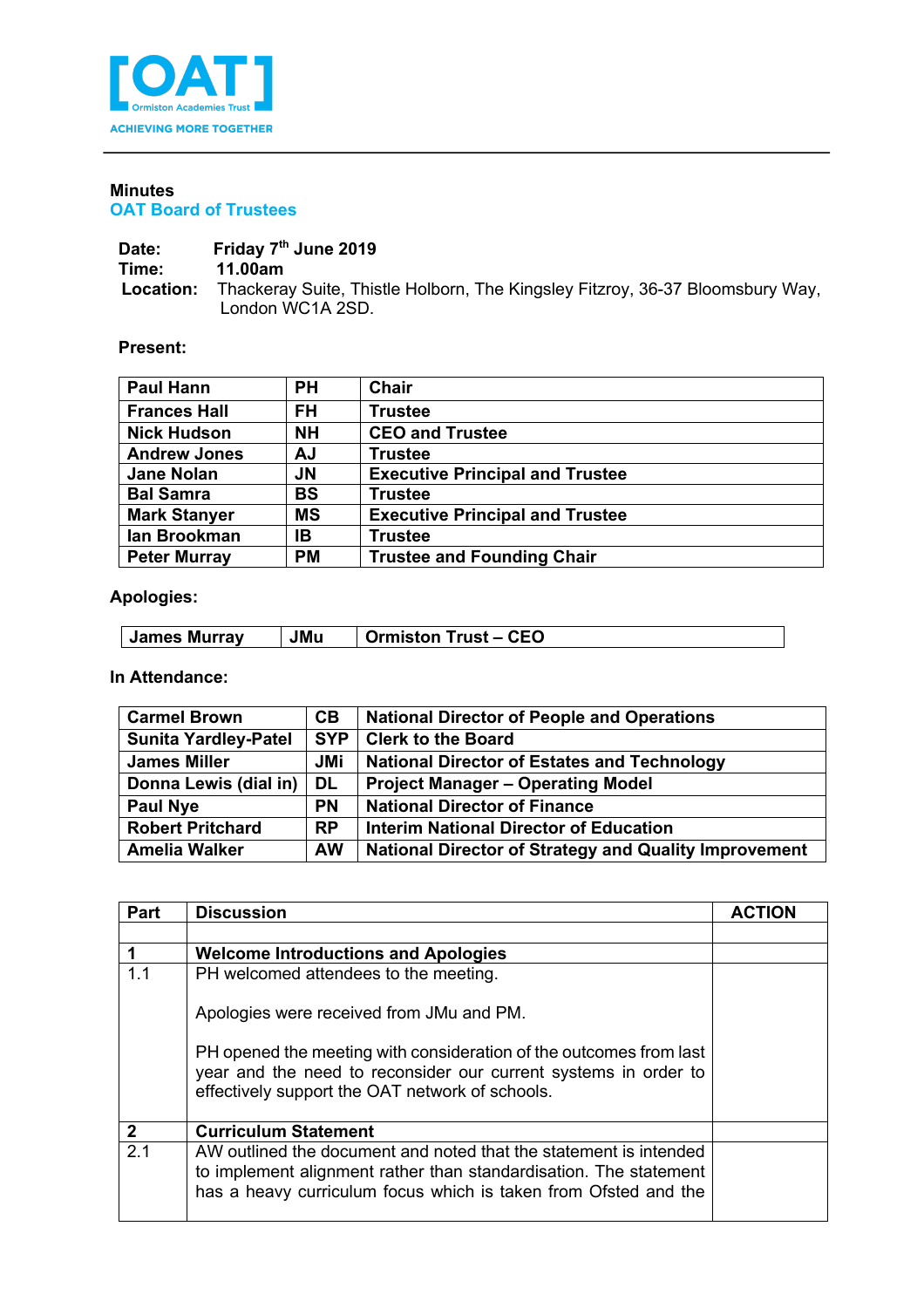[OAT] Ormiston Academies Trust

ACHIEVING MORE TOGETHER

**Minutes**

**OAT Board of Trustees**

**Date:** Friday 7th June 2019
**Time:** 11.00am
**Location:** Thackeray Suite, Thistle Holborn, The Kingsley Fitzroy, 36-37 Bloomsbury Way, London WC1A 2SD.

**Present:**

| | | |
|---|---|---|
| Paul Hann | PH | Chair |
| Frances Hall | FH | Trustee |
| Nick Hudson | NH | CEO and Trustee |
| Andrew Jones | AJ | Trustee |
| Jane Nolan | JN | Executive Principal and Trustee |
| Bal Samra | BS | Trustee |
| Mark Stanyer | MS | Executive Principal and Trustee |
| Ian Brookman | IB | Trustee |
| Peter Murray | PM | Trustee and Founding Chair |

**Apologies:**

| | | |
|---|---|---|
| James Murray | JMu | Ormiston Trust – CEO |

**In Attendance:**

| | | |
|---|---|---|
| Carmel Brown | CB | National Director of People and Operations |
| Sunita Yardley-Patel | SYP | Clerk to the Board |
| James Miller | JMi | National Director of Estates and Technology |
| Donna Lewis (dial in) | DL | Project Manager – Operating Model |
| Paul Nye | PN | National Director of Finance |
| Robert Pritchard | RP | Interim National Director of Education |
| Amelia Walker | AW | National Director of Strategy and Quality Improvement |

| Part | Discussion | ACTION |
|---|---|---|
| | | |
| **1** | **Welcome Introductions and Apologies** | |
| 1.1 | PH welcomed attendees to the meeting.<br><br>Apologies were received from JMu and PM.<br><br>PH opened the meeting with consideration of the outcomes from last year and the need to reconsider our current systems in order to effectively support the OAT network of schools. | |
| **2** | **Curriculum Statement** | |
| 2.1 | AW outlined the document and noted that the statement is intended to implement alignment rather than standardisation. The statement has a heavy curriculum focus which is taken from Ofsted and the | |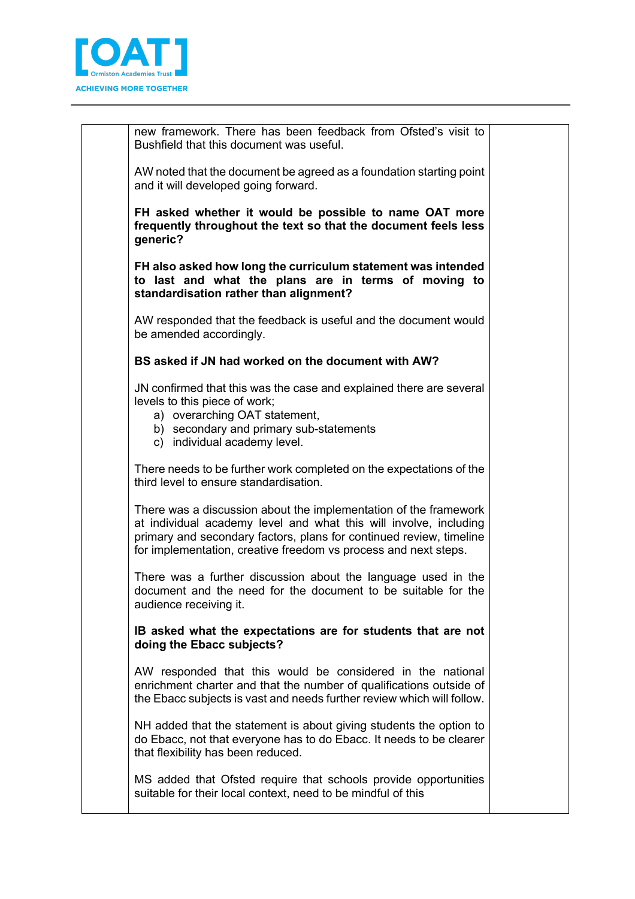| | | |
|---|---|---|
| | new framework. There has been feedback from Ofsted's visit to Bushfield that this document was useful.<br><br>AW noted that the document be agreed as a foundation starting point and it will developed going forward.<br><br>**FH asked whether it would be possible to name OAT more frequently throughout the text so that the document feels less generic?**<br><br>**FH also asked how long the curriculum statement was intended to last and what the plans are in terms of moving to standardisation rather than alignment?**<br><br>AW responded that the feedback is useful and the document would be amended accordingly.<br><br>**BS asked if JN had worked on the document with AW?**<br><br>JN confirmed that this was the case and explained there are several levels to this piece of work;<br>a) overarching OAT statement,<br>b) secondary and primary sub-statements<br>c) individual academy level.<br><br>There needs to be further work completed on the expectations of the third level to ensure standardisation.<br><br>There was a discussion about the implementation of the framework at individual academy level and what this will involve, including primary and secondary factors, plans for continued review, timeline for implementation, creative freedom vs process and next steps.<br><br>There was a further discussion about the language used in the document and the need for the document to be suitable for the audience receiving it.<br><br>**IB asked what the expectations are for students that are not doing the Ebacc subjects?**<br><br>AW responded that this would be considered in the national enrichment charter and that the number of qualifications outside of the Ebacc subjects is vast and needs further review which will follow.<br><br>NH added that the statement is about giving students the option to do Ebacc, not that everyone has to do Ebacc. It needs to be clearer that flexibility has been reduced.<br><br>MS added that Ofsted require that schools provide opportunities suitable for their local context, need to be mindful of this | |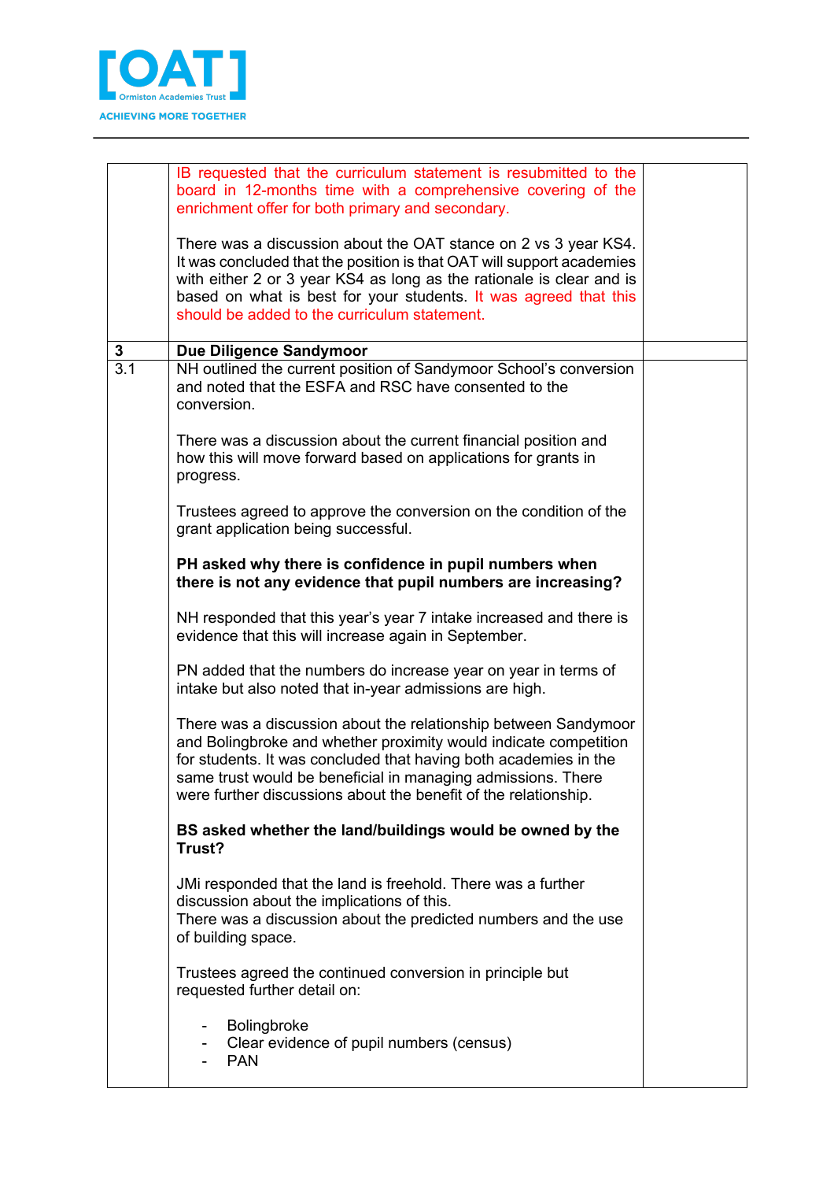| | | |
|---|---|---|
| | IB requested that the curriculum statement is resubmitted to the board in 12-months time with a comprehensive covering of the enrichment offer for both primary and secondary.<br><br>There was a discussion about the OAT stance on 2 vs 3 year KS4. It was concluded that the position is that OAT will support academies with either 2 or 3 year KS4 as long as the rationale is clear and is based on what is best for your students. It was agreed that this should be added to the curriculum statement. | |
| **3** | **Due Diligence Sandymoor** | |
| 3.1 | NH outlined the current position of Sandymoor School's conversion and noted that the ESFA and RSC have consented to the conversion.<br><br>There was a discussion about the current financial position and how this will move forward based on applications for grants in progress.<br><br>Trustees agreed to approve the conversion on the condition of the grant application being successful.<br><br>**PH asked why there is confidence in pupil numbers when there is not any evidence that pupil numbers are increasing?**<br><br>NH responded that this year's year 7 intake increased and there is evidence that this will increase again in September.<br><br>PN added that the numbers do increase year on year in terms of intake but also noted that in-year admissions are high.<br><br>There was a discussion about the relationship between Sandymoor and Bolingbroke and whether proximity would indicate competition for students. It was concluded that having both academies in the same trust would be beneficial in managing admissions. There were further discussions about the benefit of the relationship.<br><br>**BS asked whether the land/buildings would be owned by the Trust?**<br><br>JMi responded that the land is freehold. There was a further discussion about the implications of this.<br>There was a discussion about the predicted numbers and the use of building space.<br><br>Trustees agreed the continued conversion in principle but requested further detail on:<br><br>- Bolingbroke<br>- Clear evidence of pupil numbers (census)<br>- PAN | |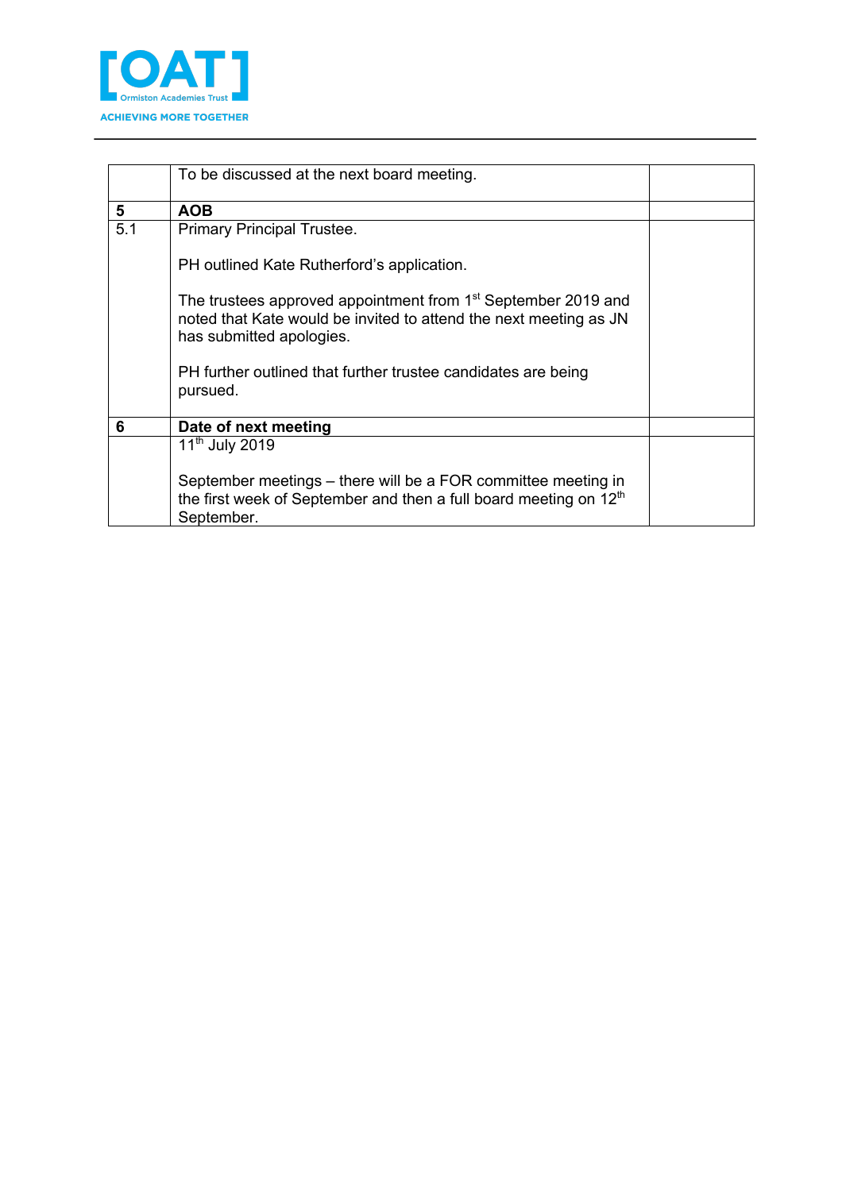| | | |
|---|---|---|
| | To be discussed at the next board meeting. | |
| **5** | **AOB** | |
| 5.1 | Primary Principal Trustee.<br><br>PH outlined Kate Rutherford's application.<br><br>The trustees approved appointment from 1st September 2019 and noted that Kate would be invited to attend the next meeting as JN has submitted apologies.<br><br>PH further outlined that further trustee candidates are being pursued. | |
| **6** | **Date of next meeting** | |
| | 11th July 2019<br><br>September meetings – there will be a FOR committee meeting in the first week of September and then a full board meeting on 12th September. | |